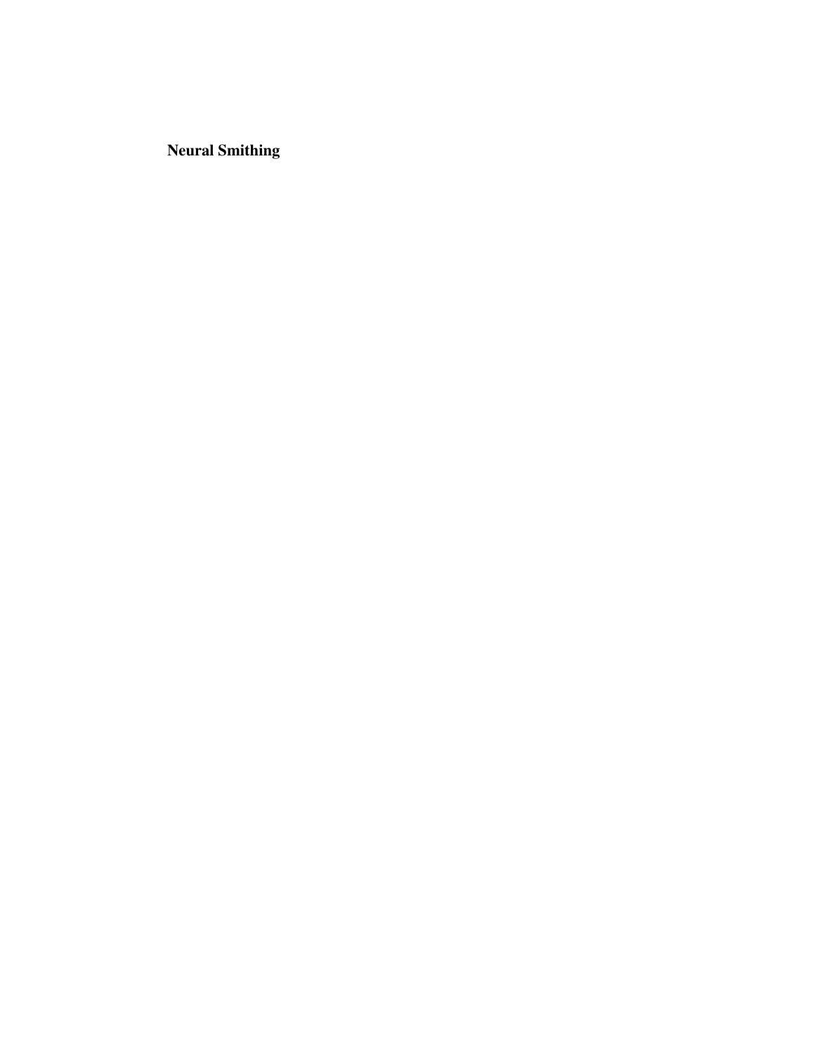**Neural Smithing**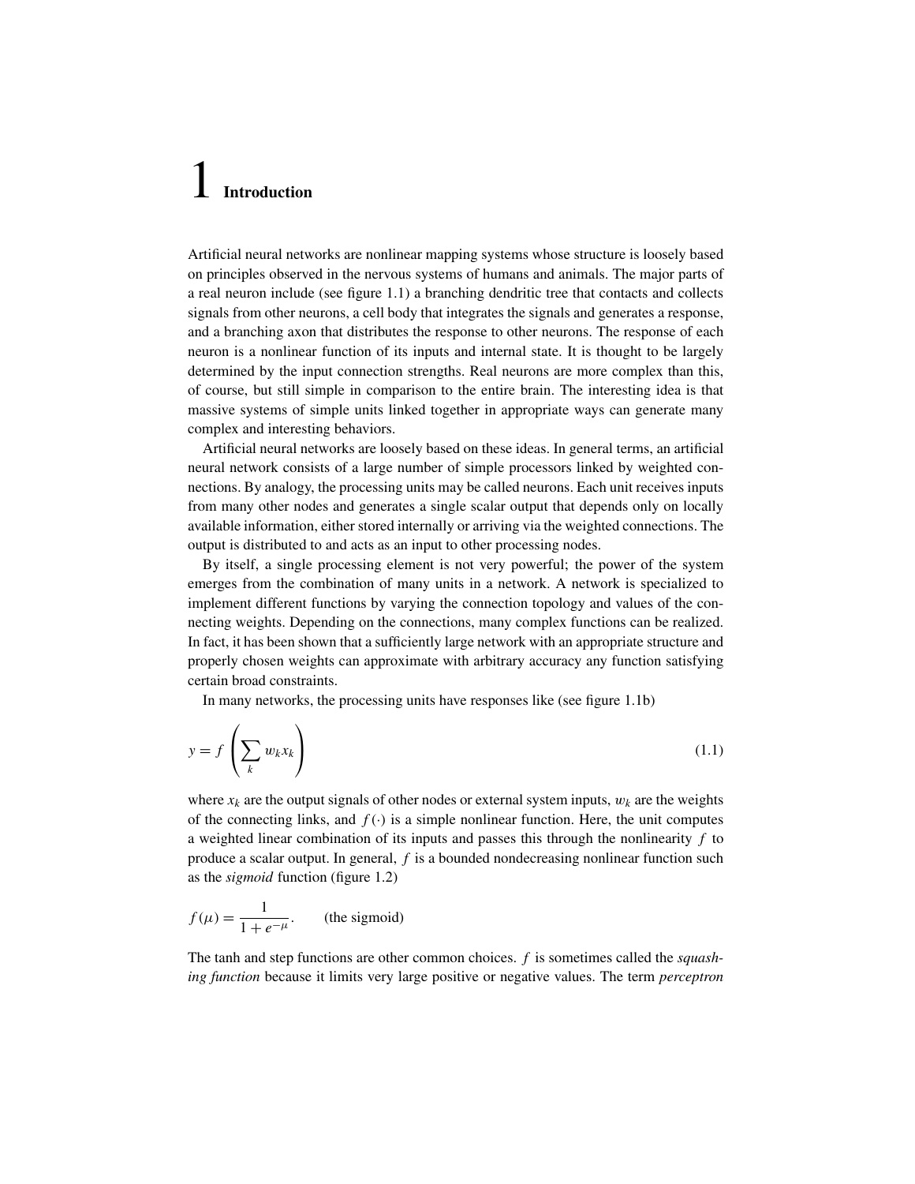# 1 Introduction

Artificial neural networks are nonlinear mapping systems whose structure is loosely based on principles observed in the nervous systems of humans and animals. The major parts of a real neuron include (see figure 1.1) a branching dendritic tree that contacts and collects signals from other neurons, a cell body that integrates the signals and generates a response, and a branching axon that distributes the response to other neurons. The response of each neuron is a nonlinear function of its inputs and internal state. It is thought to be largely determined by the input connection strengths. Real neurons are more complex than this, of course, but still simple in comparison to the entire brain. The interesting idea is that massive systems of simple units linked together in appropriate ways can generate many complex and interesting behaviors.

Artificial neural networks are loosely based on these ideas. In general terms, an artificial neural network consists of a large number of simple processors linked by weighted connections. By analogy, the processing units may be called neurons. Each unit receives inputs from many other nodes and generates a single scalar output that depends only on locally available information, either stored internally or arriving via the weighted connections. The output is distributed to and acts as an input to other processing nodes.

By itself, a single processing element is not very powerful; the power of the system emerges from the combination of many units in a network. A network is specialized to implement different functions by varying the connection topology and values of the connecting weights. Depending on the connections, many complex functions can be realized. In fact, it has been shown that a sufficiently large network with an appropriate structure and properly chosen weights can approximate with arbitrary accuracy any function satisfying certain broad constraints.

In many networks, the processing units have responses like (see figure 1.1b)

$$y = f\left(\sum_k w_k x_k\right) \tag{1.1}$$

where $x_k$ are the output signals of other nodes or external system inputs, $w_k$ are the weights of the connecting links, and $f(\cdot)$ is a simple nonlinear function. Here, the unit computes a weighted linear combination of its inputs and passes this through the nonlinearity $f$ to produce a scalar output. In general, $f$ is a bounded nondecreasing nonlinear function such as the *sigmoid* function (figure 1.2)

$$f(\mu) = \frac{1}{1 + e^{-\mu}}. \qquad \text{(the sigmoid)}$$

The tanh and step functions are other common choices. $f$ is sometimes called the *squashing function* because it limits very large positive or negative values. The term *perceptron*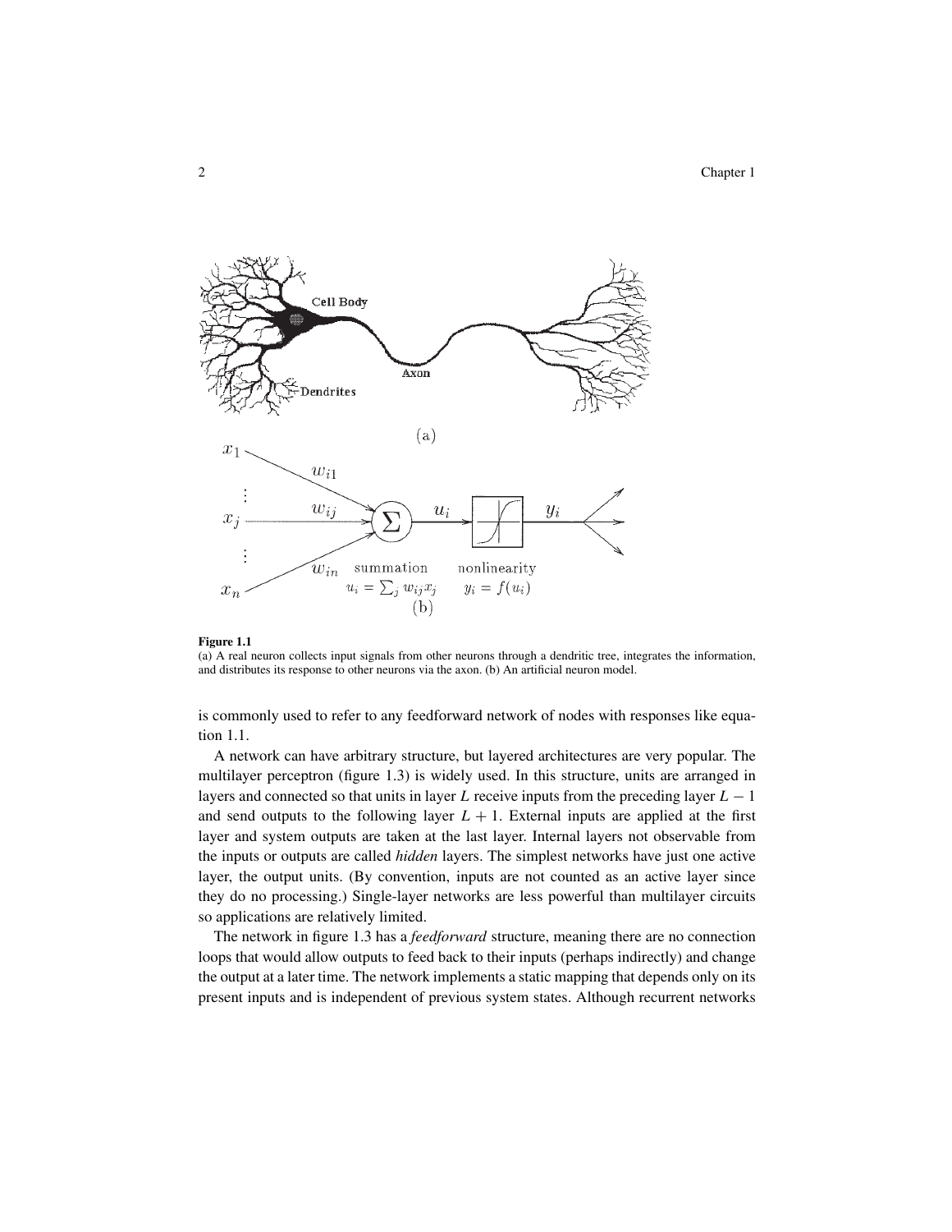**Figure 1.1**
(a) A real neuron collects input signals from other neurons through a dendritic tree, integrates the information, and distributes its response to other neurons via the axon. (b) An artificial neuron model.

is commonly used to refer to any feedforward network of nodes with responses like equation 1.1.

A network can have arbitrary structure, but layered architectures are very popular. The multilayer perceptron (figure 1.3) is widely used. In this structure, units are arranged in layers and connected so that units in layer $L$ receive inputs from the preceding layer $L - 1$ and send outputs to the following layer $L + 1$. External inputs are applied at the first layer and system outputs are taken at the last layer. Internal layers not observable from the inputs or outputs are called *hidden* layers. The simplest networks have just one active layer, the output units. (By convention, inputs are not counted as an active layer since they do no processing.) Single-layer networks are less powerful than multilayer circuits so applications are relatively limited.

The network in figure 1.3 has a *feedforward* structure, meaning there are no connection loops that would allow outputs to feed back to their inputs (perhaps indirectly) and change the output at a later time. The network implements a static mapping that depends only on its present inputs and is independent of previous system states. Although recurrent networks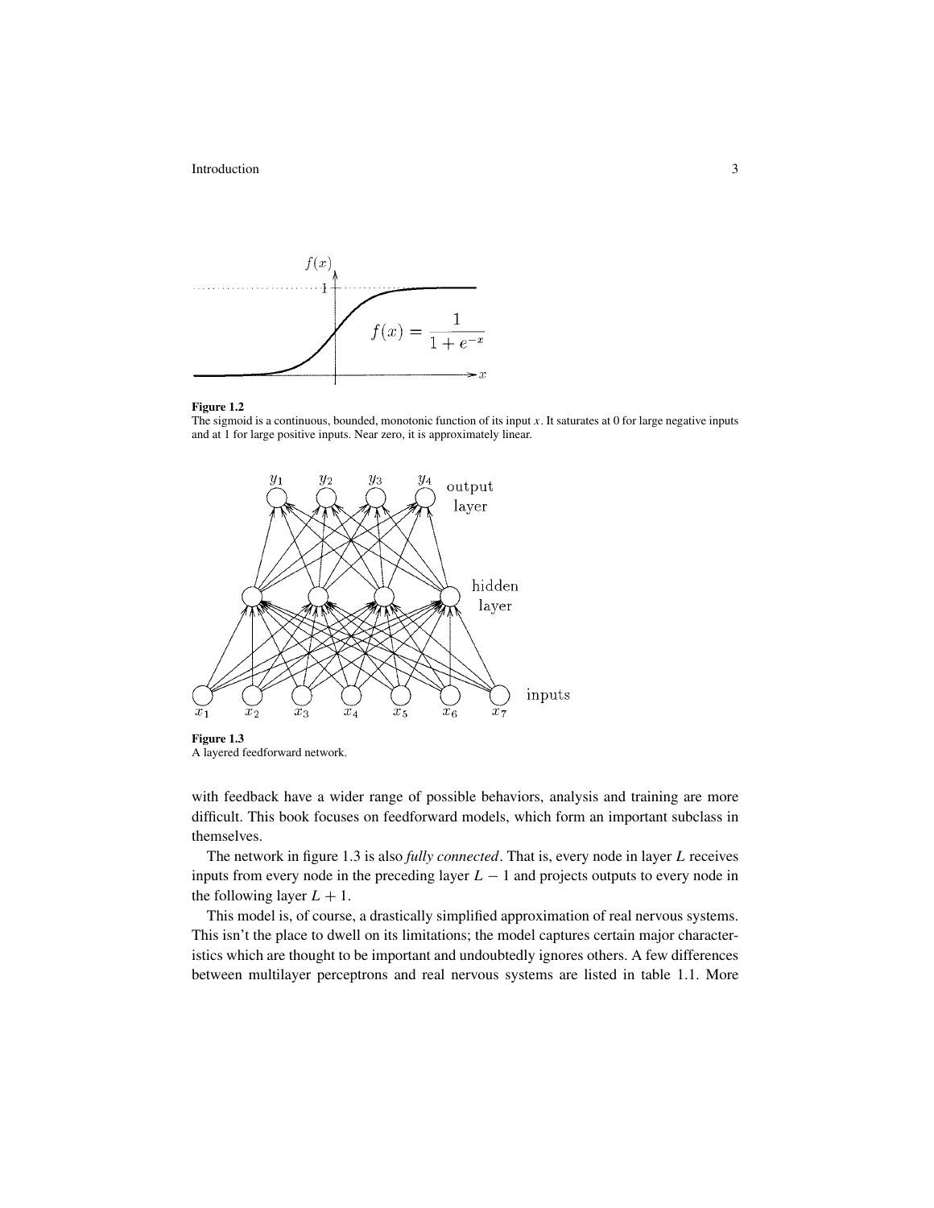$f(x)$

1

$f(x) = \dfrac{1}{1+e^{-x}}$

$x$

**Figure 1.2**
The sigmoid is a continuous, bounded, monotonic function of its input $x$. It saturates at 0 for large negative inputs and at 1 for large positive inputs. Near zero, it is approximately linear.

$y_1$ $y_2$ $y_3$ $y_4$ output layer

hidden layer

$x_1$ $x_2$ $x_3$ $x_4$ $x_5$ $x_6$ $x_7$ inputs

**Figure 1.3**
A layered feedforward network.

with feedback have a wider range of possible behaviors, analysis and training are more difficult. This book focuses on feedforward models, which form an important subclass in themselves.

The network in figure 1.3 is also *fully connected*. That is, every node in layer $L$ receives inputs from every node in the preceding layer $L - 1$ and projects outputs to every node in the following layer $L + 1$.

This model is, of course, a drastically simplified approximation of real nervous systems. This isn't the place to dwell on its limitations; the model captures certain major characteristics which are thought to be important and undoubtedly ignores others. A few differences between multilayer perceptrons and real nervous systems are listed in table 1.1. More